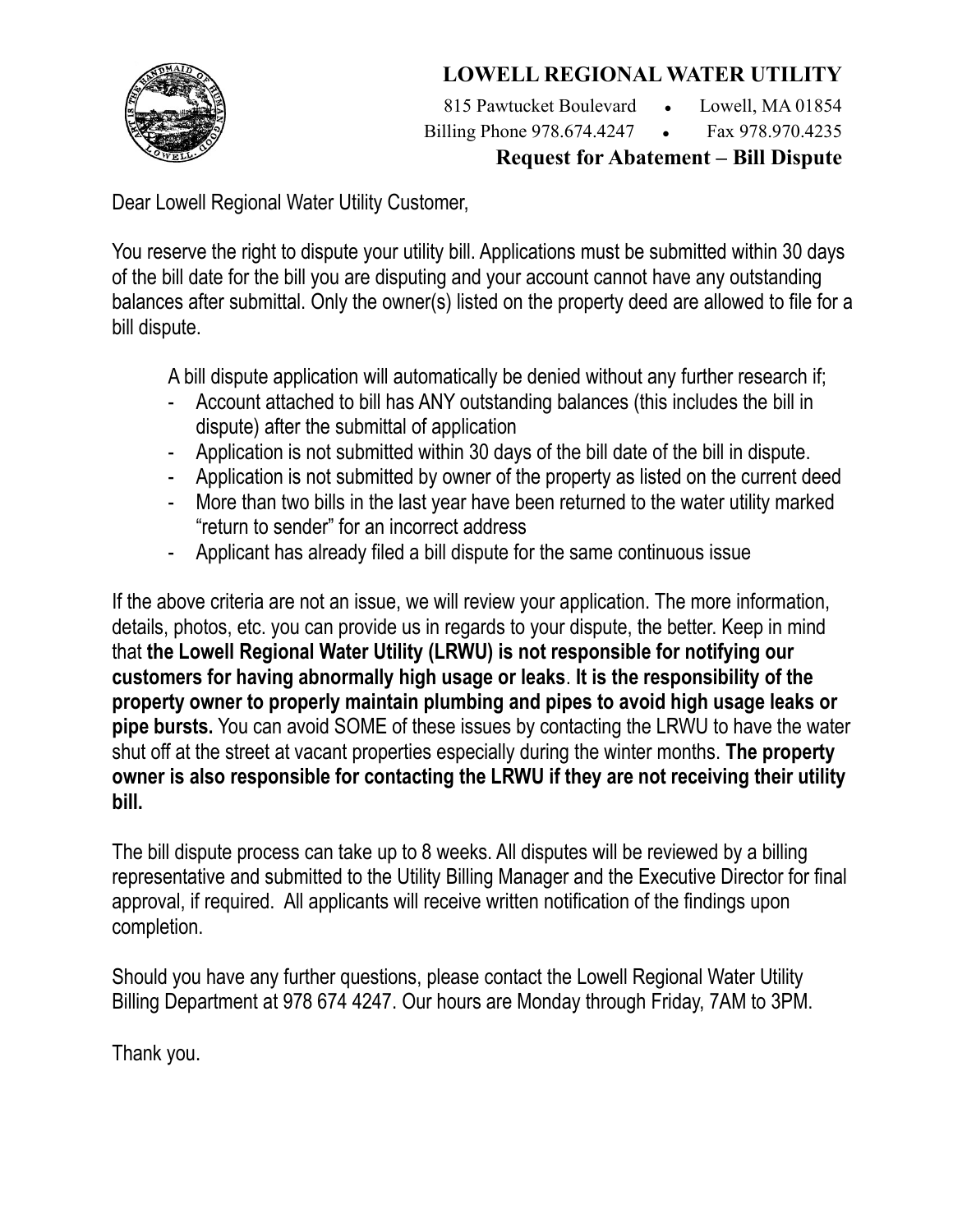# LOWELL REGIONAL WATER UTILITY

815 Pawtucket Boulevard • Lowell, MA 01854
Billing Phone 978.674.4247 • Fax 978.970.4235

## Request for Abatement – Bill Dispute

Dear Lowell Regional Water Utility Customer,

You reserve the right to dispute your utility bill. Applications must be submitted within 30 days of the bill date for the bill you are disputing and your account cannot have any outstanding balances after submittal. Only the owner(s) listed on the property deed are allowed to file for a bill dispute.

A bill dispute application will automatically be denied without any further research if;

- Account attached to bill has ANY outstanding balances (this includes the bill in dispute) after the submittal of application
- Application is not submitted within 30 days of the bill date of the bill in dispute.
- Application is not submitted by owner of the property as listed on the current deed
- More than two bills in the last year have been returned to the water utility marked "return to sender" for an incorrect address
- Applicant has already filed a bill dispute for the same continuous issue

If the above criteria are not an issue, we will review your application. The more information, details, photos, etc. you can provide us in regards to your dispute, the better. Keep in mind that **the Lowell Regional Water Utility (LRWU) is not responsible for notifying our customers for having abnormally high usage or leaks**. **It is the responsibility of the property owner to properly maintain plumbing and pipes to avoid high usage leaks or pipe bursts.** You can avoid SOME of these issues by contacting the LRWU to have the water shut off at the street at vacant properties especially during the winter months. **The property owner is also responsible for contacting the LRWU if they are not receiving their utility bill.**

The bill dispute process can take up to 8 weeks. All disputes will be reviewed by a billing representative and submitted to the Utility Billing Manager and the Executive Director for final approval, if required. All applicants will receive written notification of the findings upon completion.

Should you have any further questions, please contact the Lowell Regional Water Utility Billing Department at 978 674 4247. Our hours are Monday through Friday, 7AM to 3PM.

Thank you.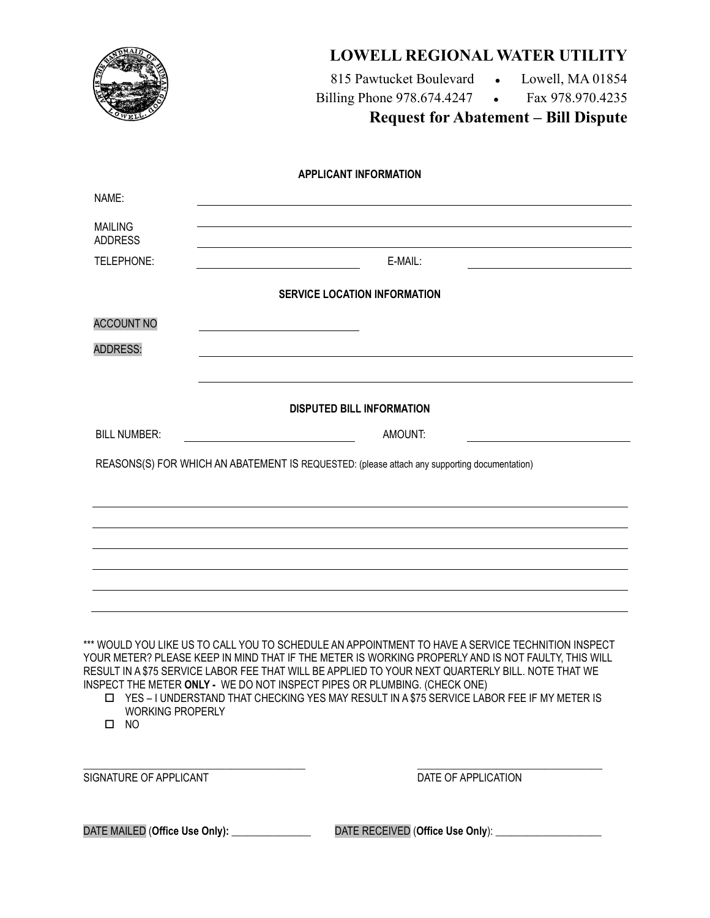# LOWELL REGIONAL WATER UTILITY

815 Pawtucket Boulevard • Lowell, MA 01854
Billing Phone 978.674.4247 • Fax 978.970.4235

## Request for Abatement – Bill Dispute

### APPLICANT INFORMATION

NAME: ______________________________

MAILING ADDRESS ______________________________

______________________________

TELEPHONE: ______________ E-MAIL: ______________

### SERVICE LOCATION INFORMATION

ACCOUNT NO ______________

ADDRESS: ______________________________

______________________________

### DISPUTED BILL INFORMATION

BILL NUMBER: ______________ AMOUNT: ______________

REASONS(S) FOR WHICH AN ABATEMENT IS REQUESTED: (please attach any supporting documentation)

______________________________

______________________________

______________________________

______________________________

______________________________

______________________________

*** WOULD YOU LIKE US TO CALL YOU TO SCHEDULE AN APPOINTMENT TO HAVE A SERVICE TECHNITION INSPECT YOUR METER? PLEASE KEEP IN MIND THAT IF THE METER IS WORKING PROPERLY AND IS NOT FAULTY, THIS WILL RESULT IN A $75 SERVICE LABOR FEE THAT WILL BE APPLIED TO YOUR NEXT QUARTERLY BILL. NOTE THAT WE INSPECT THE METER **ONLY -** WE DO NOT INSPECT PIPES OR PLUMBING. (CHECK ONE)

- ☐ YES – I UNDERSTAND THAT CHECKING YES MAY RESULT IN A $75 SERVICE LABOR FEE IF MY METER IS WORKING PROPERLY
- ☐ NO

______________________________ SIGNATURE OF APPLICANT

______________________________ DATE OF APPLICATION

DATE MAILED (**Office Use Only):** ______________

DATE RECEIVED (**Office Use Only**): ______________